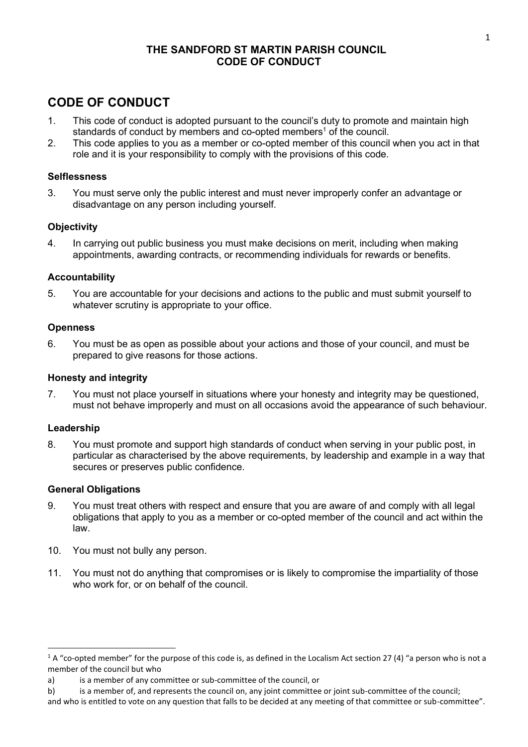**THE SANDFORD ST MARTIN PARISH COUNCIL**
**CODE OF CONDUCT**

# CODE OF CONDUCT

1. This code of conduct is adopted pursuant to the council's duty to promote and maintain high standards of conduct by members and co-opted members[1] of the council.
2. This code applies to you as a member or co-opted member of this council when you act in that role and it is your responsibility to comply with the provisions of this code.

### Selflessness

3. You must serve only the public interest and must never improperly confer an advantage or disadvantage on any person including yourself.

### Objectivity

4. In carrying out public business you must make decisions on merit, including when making appointments, awarding contracts, or recommending individuals for rewards or benefits.

### Accountability

5. You are accountable for your decisions and actions to the public and must submit yourself to whatever scrutiny is appropriate to your office.

### Openness

6. You must be as open as possible about your actions and those of your council, and must be prepared to give reasons for those actions.

### Honesty and integrity

7. You must not place yourself in situations where your honesty and integrity may be questioned, must not behave improperly and must on all occasions avoid the appearance of such behaviour.

### Leadership

8. You must promote and support high standards of conduct when serving in your public post, in particular as characterised by the above requirements, by leadership and example in a way that secures or preserves public confidence.

### General Obligations

9. You must treat others with respect and ensure that you are aware of and comply with all legal obligations that apply to you as a member or co-opted member of the council and act within the law.

10. You must not bully any person.

11. You must not do anything that compromises or is likely to compromise the impartiality of those who work for, or on behalf of the council.

---

[1] A "co-opted member" for the purpose of this code is, as defined in the Localism Act section 27 (4) "a person who is not a member of the council but who

a) is a member of any committee or sub-committee of the council, or

b) is a member of, and represents the council on, any joint committee or joint sub-committee of the council;

and who is entitled to vote on any question that falls to be decided at any meeting of that committee or sub-committee".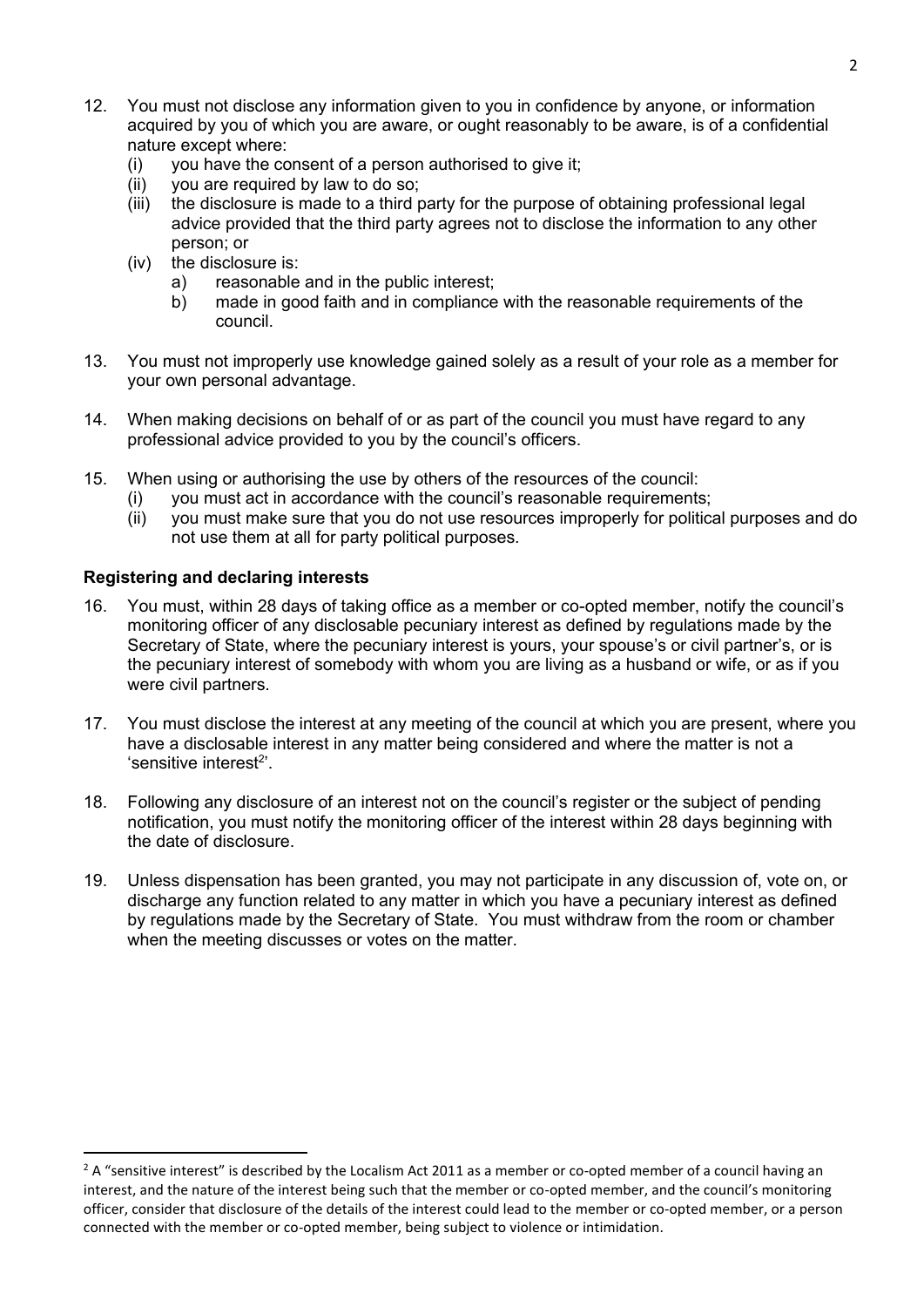12. You must not disclose any information given to you in confidence by anyone, or information acquired by you of which you are aware, or ought reasonably to be aware, is of a confidential nature except where:
    (i) you have the consent of a person authorised to give it;
    (ii) you are required by law to do so;
    (iii) the disclosure is made to a third party for the purpose of obtaining professional legal advice provided that the third party agrees not to disclose the information to any other person; or
    (iv) the disclosure is:
        a) reasonable and in the public interest;
        b) made in good faith and in compliance with the reasonable requirements of the council.

13. You must not improperly use knowledge gained solely as a result of your role as a member for your own personal advantage.

14. When making decisions on behalf of or as part of the council you must have regard to any professional advice provided to you by the council's officers.

15. When using or authorising the use by others of the resources of the council:
    (i) you must act in accordance with the council's reasonable requirements;
    (ii) you must make sure that you do not use resources improperly for political purposes and do not use them at all for party political purposes.

**Registering and declaring interests**

16. You must, within 28 days of taking office as a member or co-opted member, notify the council's monitoring officer of any disclosable pecuniary interest as defined by regulations made by the Secretary of State, where the pecuniary interest is yours, your spouse's or civil partner's, or is the pecuniary interest of somebody with whom you are living as a husband or wife, or as if you were civil partners.

17. You must disclose the interest at any meeting of the council at which you are present, where you have a disclosable interest in any matter being considered and where the matter is not a 'sensitive interest[2]'.

18. Following any disclosure of an interest not on the council's register or the subject of pending notification, you must notify the monitoring officer of the interest within 28 days beginning with the date of disclosure.

19. Unless dispensation has been granted, you may not participate in any discussion of, vote on, or discharge any function related to any matter in which you have a pecuniary interest as defined by regulations made by the Secretary of State. You must withdraw from the room or chamber when the meeting discusses or votes on the matter.

---

[2] A "sensitive interest" is described by the Localism Act 2011 as a member or co-opted member of a council having an interest, and the nature of the interest being such that the member or co-opted member, and the council's monitoring officer, consider that disclosure of the details of the interest could lead to the member or co-opted member, or a person connected with the member or co-opted member, being subject to violence or intimidation.